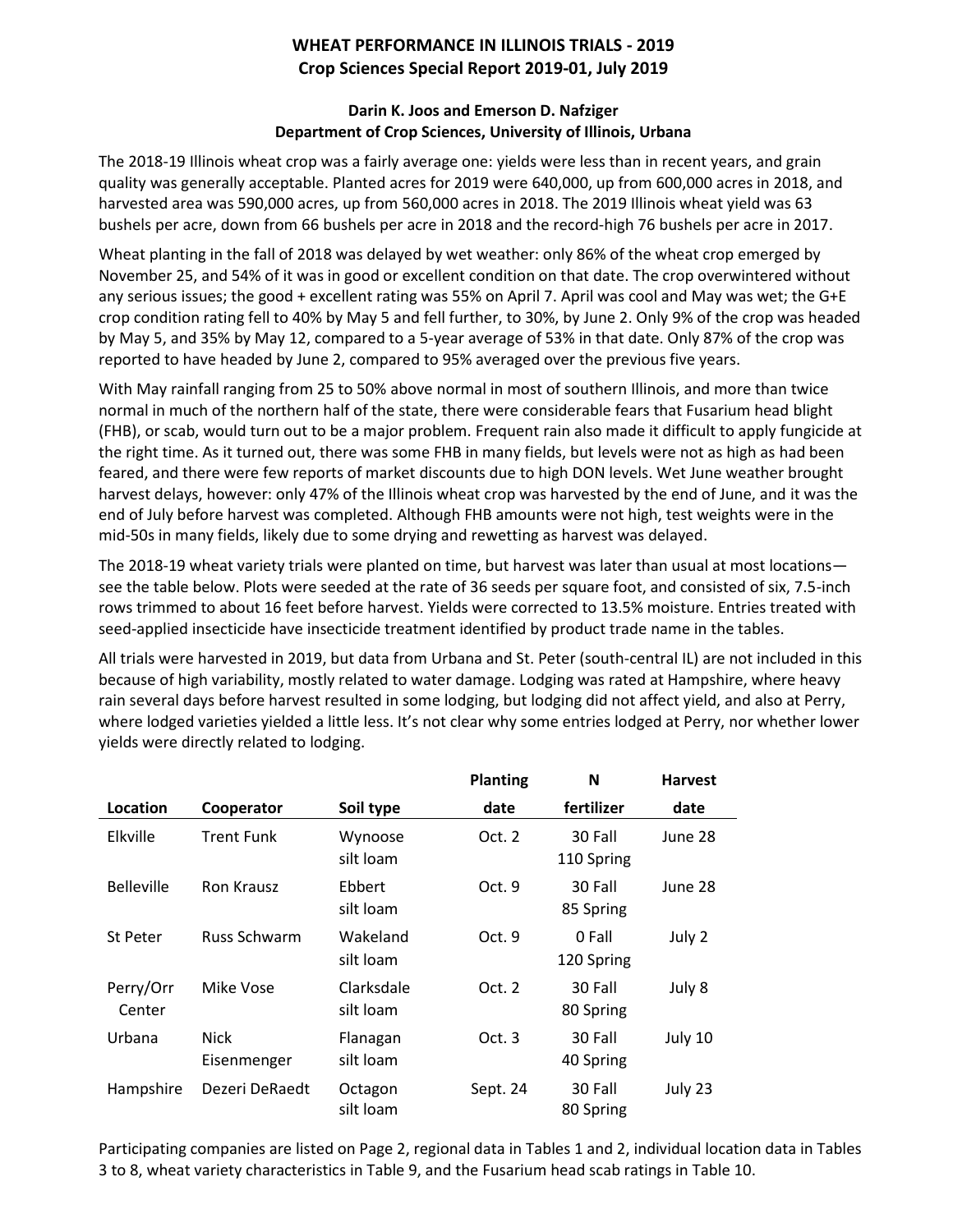# WHEAT PERFORMANCE IN ILLINOIS TRIALS - 2019
## Crop Sciences Special Report 2019-01, July 2019

**Darin K. Joos and Emerson D. Nafziger**
**Department of Crop Sciences, University of Illinois, Urbana**

The 2018-19 Illinois wheat crop was a fairly average one: yields were less than in recent years, and grain quality was generally acceptable. Planted acres for 2019 were 640,000, up from 600,000 acres in 2018, and harvested area was 590,000 acres, up from 560,000 acres in 2018. The 2019 Illinois wheat yield was 63 bushels per acre, down from 66 bushels per acre in 2018 and the record-high 76 bushels per acre in 2017.

Wheat planting in the fall of 2018 was delayed by wet weather: only 86% of the wheat crop emerged by November 25, and 54% of it was in good or excellent condition on that date. The crop overwintered without any serious issues; the good + excellent rating was 55% on April 7. April was cool and May was wet; the G+E crop condition rating fell to 40% by May 5 and fell further, to 30%, by June 2. Only 9% of the crop was headed by May 5, and 35% by May 12, compared to a 5-year average of 53% in that date. Only 87% of the crop was reported to have headed by June 2, compared to 95% averaged over the previous five years.

With May rainfall ranging from 25 to 50% above normal in most of southern Illinois, and more than twice normal in much of the northern half of the state, there were considerable fears that Fusarium head blight (FHB), or scab, would turn out to be a major problem. Frequent rain also made it difficult to apply fungicide at the right time. As it turned out, there was some FHB in many fields, but levels were not as high as had been feared, and there were few reports of market discounts due to high DON levels. Wet June weather brought harvest delays, however: only 47% of the Illinois wheat crop was harvested by the end of June, and it was the end of July before harvest was completed. Although FHB amounts were not high, test weights were in the mid-50s in many fields, likely due to some drying and rewetting as harvest was delayed.

The 2018-19 wheat variety trials were planted on time, but harvest was later than usual at most locations—see the table below. Plots were seeded at the rate of 36 seeds per square foot, and consisted of six, 7.5-inch rows trimmed to about 16 feet before harvest. Yields were corrected to 13.5% moisture. Entries treated with seed-applied insecticide have insecticide treatment identified by product trade name in the tables.

All trials were harvested in 2019, but data from Urbana and St. Peter (south-central IL) are not included in this because of high variability, mostly related to water damage. Lodging was rated at Hampshire, where heavy rain several days before harvest resulted in some lodging, but lodging did not affect yield, and also at Perry, where lodged varieties yielded a little less. It's not clear why some entries lodged at Perry, nor whether lower yields were directly related to lodging.

| Location | Cooperator | Soil type | Planting date | N fertilizer | Harvest date |
|---|---|---|---|---|---|
| Elkville | Trent Funk | Wynoose silt loam | Oct. 2 | 30 Fall 110 Spring | June 28 |
| Belleville | Ron Krausz | Ebbert silt loam | Oct. 9 | 30 Fall 85 Spring | June 28 |
| St Peter | Russ Schwarm | Wakeland silt loam | Oct. 9 | 0 Fall 120 Spring | July 2 |
| Perry/Orr Center | Mike Vose | Clarksdale silt loam | Oct. 2 | 30 Fall 80 Spring | July 8 |
| Urbana | Nick Eisenmenger | Flanagan silt loam | Oct. 3 | 30 Fall 40 Spring | July 10 |
| Hampshire | Dezeri DeRaedt | Octagon silt loam | Sept. 24 | 30 Fall 80 Spring | July 23 |

Participating companies are listed on Page 2, regional data in Tables 1 and 2, individual location data in Tables 3 to 8, wheat variety characteristics in Table 9, and the Fusarium head scab ratings in Table 10.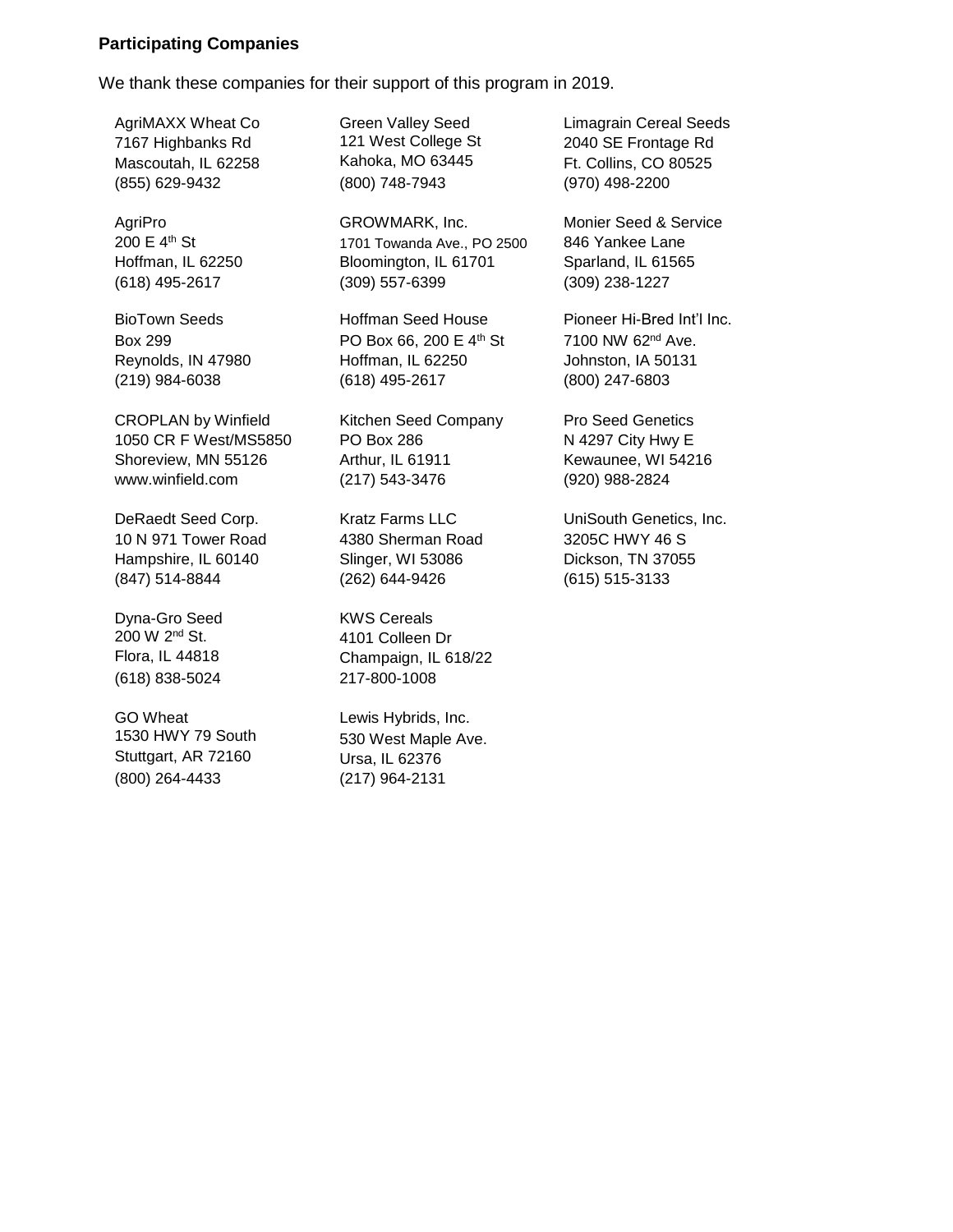**Participating Companies**

We thank these companies for their support of this program in 2019.

AgriMAXX Wheat Co
7167 Highbanks Rd
Mascoutah, IL 62258
(855) 629-9432

AgriPro
200 E 4th St
Hoffman, IL 62250
(618) 495-2617

BioTown Seeds
Box 299
Reynolds, IN 47980
(219) 984-6038

CROPLAN by Winfield
1050 CR F West/MS5850
Shoreview, MN 55126
www.winfield.com

DeRaedt Seed Corp.
10 N 971 Tower Road
Hampshire, IL 60140
(847) 514-8844

Dyna-Gro Seed
200 W 2nd St.
Flora, IL 44818
(618) 838-5024

GO Wheat
1530 HWY 79 South
Stuttgart, AR 72160
(800) 264-4433

Green Valley Seed
121 West College St
Kahoka, MO 63445
(800) 748-7943

GROWMARK, Inc.
1701 Towanda Ave., PO 2500
Bloomington, IL 61701
(309) 557-6399

Hoffman Seed House
PO Box 66, 200 E 4th St
Hoffman, IL 62250
(618) 495-2617

Kitchen Seed Company
PO Box 286
Arthur, IL 61911
(217) 543-3476

Kratz Farms LLC
4380 Sherman Road
Slinger, WI 53086
(262) 644-9426

KWS Cereals
4101 Colleen Dr
Champaign, IL 618/22
217-800-1008

Lewis Hybrids, Inc.
530 West Maple Ave.
Ursa, IL 62376
(217) 964-2131

Limagrain Cereal Seeds
2040 SE Frontage Rd
Ft. Collins, CO 80525
(970) 498-2200

Monier Seed & Service
846 Yankee Lane
Sparland, IL 61565
(309) 238-1227

Pioneer Hi-Bred Int'l Inc.
7100 NW 62nd Ave.
Johnston, IA 50131
(800) 247-6803

Pro Seed Genetics
N 4297 City Hwy E
Kewaunee, WI 54216
(920) 988-2824

UniSouth Genetics, Inc.
3205C HWY 46 S
Dickson, TN 37055
(615) 515-3133